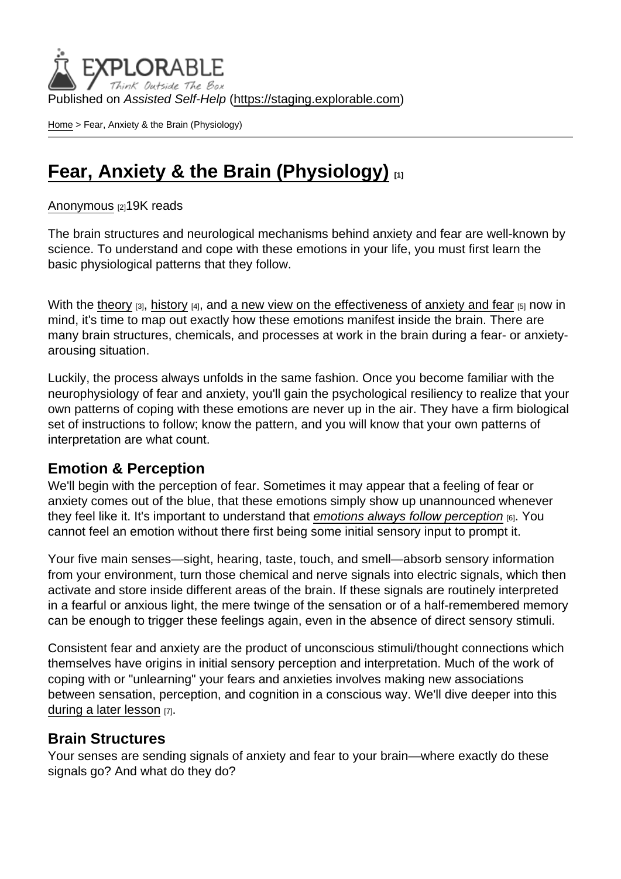Published on *Assisted Self-Help* (https://staging.explorable.com)

Home > Fear, Anxiety & the Brain (Physiology)

# Fear, Anxiety & the Brain (Physiology) [1]

Anonymous [2] 19K reads

The brain structures and neurological mechanisms behind anxiety and fear are well-known by science. To understand and cope with these emotions in your life, you must first learn the basic physiological patterns that they follow.

With the theory [3], history [4], and a new view on the effectiveness of anxiety and fear [5] now in mind, it's time to map out exactly how these emotions manifest inside the brain. There are many brain structures, chemicals, and processes at work in the brain during a fear- or anxiety-arousing situation.

Luckily, the process always unfolds in the same fashion. Once you become familiar with the neurophysiology of fear and anxiety, you'll gain the psychological resiliency to realize that your own patterns of coping with these emotions are never up in the air. They have a firm biological set of instructions to follow; know the pattern, and you will know that your own patterns of interpretation are what count.

## Emotion & Perception

We'll begin with the perception of fear. Sometimes it may appear that a feeling of fear or anxiety comes out of the blue, that these emotions simply show up unannounced whenever they feel like it. It's important to understand that *emotions always follow perception* [6]. You cannot feel an emotion without there first being some initial sensory input to prompt it.

Your five main senses—sight, hearing, taste, touch, and smell—absorb sensory information from your environment, turn those chemical and nerve signals into electric signals, which then activate and store inside different areas of the brain. If these signals are routinely interpreted in a fearful or anxious light, the mere twinge of the sensation or of a half-remembered memory can be enough to trigger these feelings again, even in the absence of direct sensory stimuli.

Consistent fear and anxiety are the product of unconscious stimuli/thought connections which themselves have origins in initial sensory perception and interpretation. Much of the work of coping with or "unlearning" your fears and anxieties involves making new associations between sensation, perception, and cognition in a conscious way. We'll dive deeper into this during a later lesson [7].

## Brain Structures

Your senses are sending signals of anxiety and fear to your brain—where exactly do these signals go? And what do they do?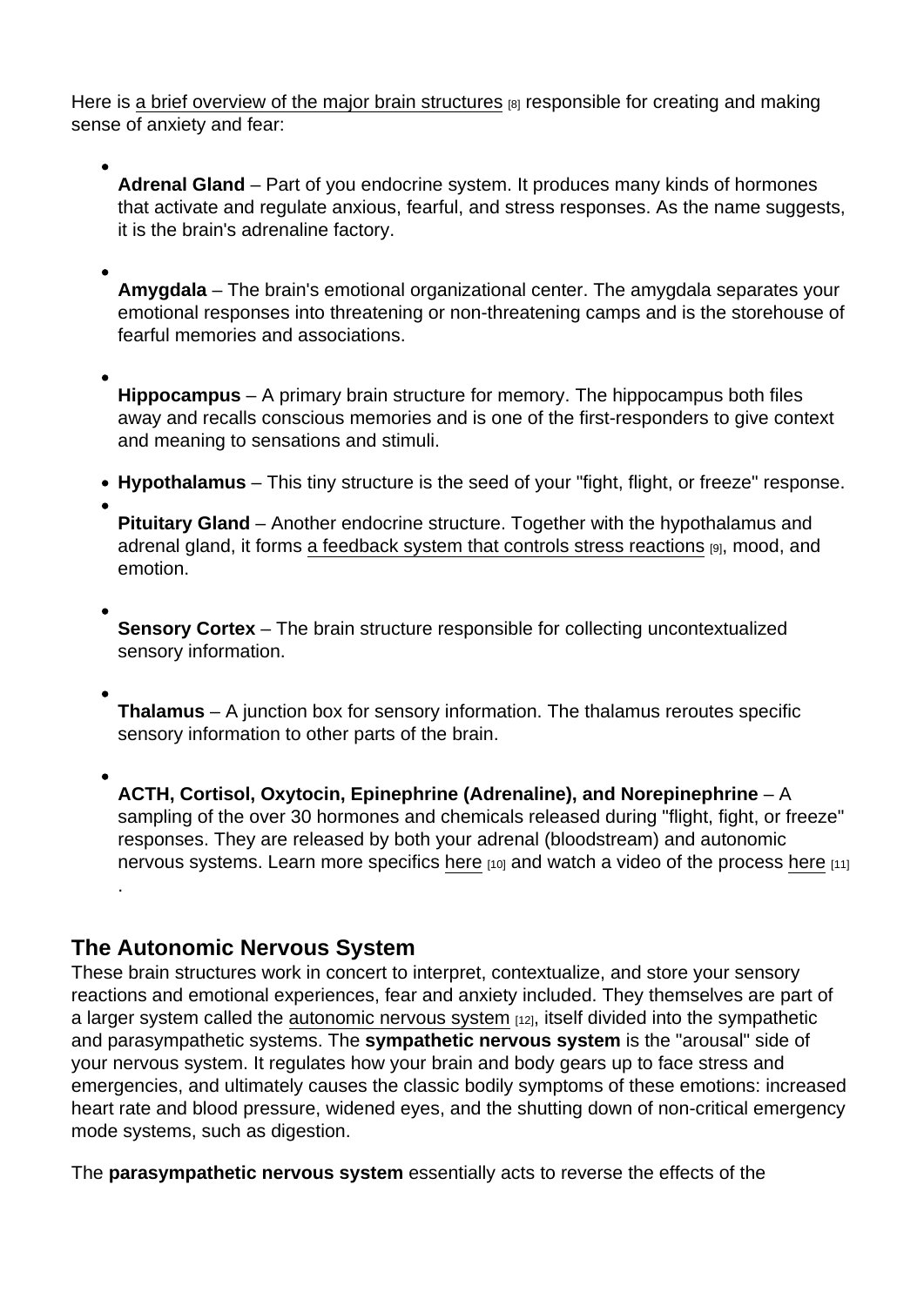Here is a brief overview of the major brain structures [8] responsible for creating and making sense of anxiety and fear:

- **Adrenal Gland** – Part of you endocrine system. It produces many kinds of hormones that activate and regulate anxious, fearful, and stress responses. As the name suggests, it is the brain's adrenaline factory.
- **Amygdala** – The brain's emotional organizational center. The amygdala separates your emotional responses into threatening or non-threatening camps and is the storehouse of fearful memories and associations.
- **Hippocampus** – A primary brain structure for memory. The hippocampus both files away and recalls conscious memories and is one of the first-responders to give context and meaning to sensations and stimuli.
- **Hypothalamus** – This tiny structure is the seed of your "fight, flight, or freeze" response.
- **Pituitary Gland** – Another endocrine structure. Together with the hypothalamus and adrenal gland, it forms a feedback system that controls stress reactions [9], mood, and emotion.
- **Sensory Cortex** – The brain structure responsible for collecting uncontextualized sensory information.
- **Thalamus** – A junction box for sensory information. The thalamus reroutes specific sensory information to other parts of the brain.
- **ACTH, Cortisol, Oxytocin, Epinephrine (Adrenaline), and Norepinephrine** – A sampling of the over 30 hormones and chemicals released during "flight, fight, or freeze" responses. They are released by both your adrenal (bloodstream) and autonomic nervous systems. Learn more specifics here [10] and watch a video of the process here [11].

## The Autonomic Nervous System

These brain structures work in concert to interpret, contextualize, and store your sensory reactions and emotional experiences, fear and anxiety included. They themselves are part of a larger system called the autonomic nervous system [12], itself divided into the sympathetic and parasympathetic systems. The **sympathetic nervous system** is the "arousal" side of your nervous system. It regulates how your brain and body gears up to face stress and emergencies, and ultimately causes the classic bodily symptoms of these emotions: increased heart rate and blood pressure, widened eyes, and the shutting down of non-critical emergency mode systems, such as digestion.

The **parasympathetic nervous system** essentially acts to reverse the effects of the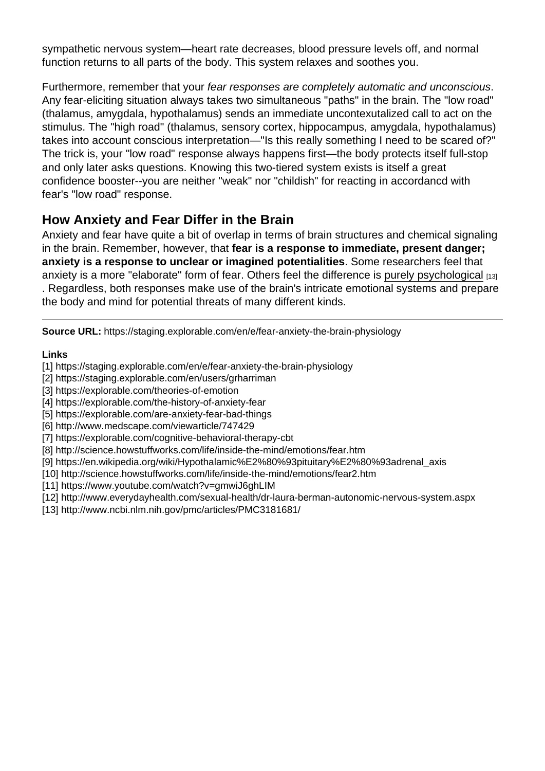sympathetic nervous system—heart rate decreases, blood pressure levels off, and normal function returns to all parts of the body. This system relaxes and soothes you.

Furthermore, remember that your *fear responses are completely automatic and unconscious*. Any fear-eliciting situation always takes two simultaneous "paths" in the brain. The "low road" (thalamus, amygdala, hypothalamus) sends an immediate uncontexutalized call to act on the stimulus. The "high road" (thalamus, sensory cortex, hippocampus, amygdala, hypothalamus) takes into account conscious interpretation—"Is this really something I need to be scared of?" The trick is, your "low road" response always happens first—the body protects itself full-stop and only later asks questions. Knowing this two-tiered system exists is itself a great confidence booster--you are neither "weak" nor "childish" for reacting in accordancd with fear's "low road" response.

## How Anxiety and Fear Differ in the Brain

Anxiety and fear have quite a bit of overlap in terms of brain structures and chemical signaling in the brain. Remember, however, that **fear is a response to immediate, present danger; anxiety is a response to unclear or imagined potentialities**. Some researchers feel that anxiety is a more "elaborate" form of fear. Others feel the difference is purely psychological [13] . Regardless, both responses make use of the brain's intricate emotional systems and prepare the body and mind for potential threats of many different kinds.

---

**Source URL:** https://staging.explorable.com/en/e/fear-anxiety-the-brain-physiology

**Links**

[1] https://staging.explorable.com/en/e/fear-anxiety-the-brain-physiology
[2] https://staging.explorable.com/en/users/grharriman
[3] https://explorable.com/theories-of-emotion
[4] https://explorable.com/the-history-of-anxiety-fear
[5] https://explorable.com/are-anxiety-fear-bad-things
[6] http://www.medscape.com/viewarticle/747429
[7] https://explorable.com/cognitive-behavioral-therapy-cbt
[8] http://science.howstuffworks.com/life/inside-the-mind/emotions/fear.htm
[9] https://en.wikipedia.org/wiki/Hypothalamic%E2%80%93pituitary%E2%80%93adrenal_axis
[10] http://science.howstuffworks.com/life/inside-the-mind/emotions/fear2.htm
[11] https://www.youtube.com/watch?v=gmwiJ6ghLIM
[12] http://www.everydayhealth.com/sexual-health/dr-laura-berman-autonomic-nervous-system.aspx
[13] http://www.ncbi.nlm.nih.gov/pmc/articles/PMC3181681/